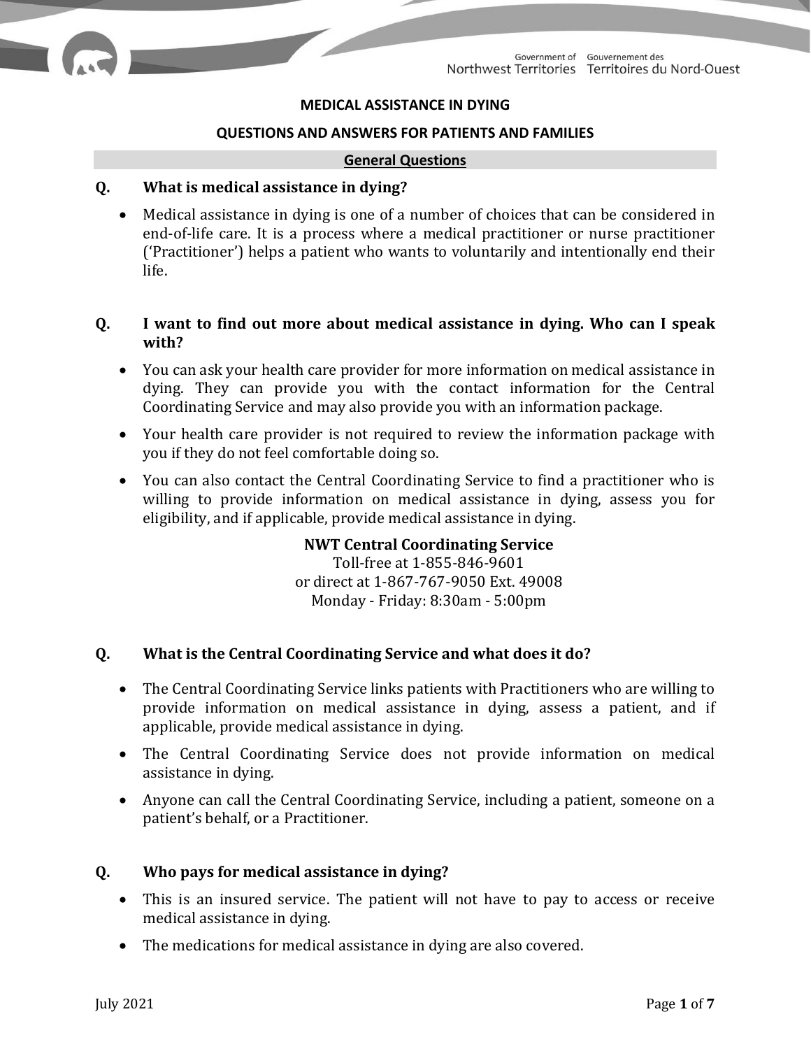# MEDICAL ASSISTANCE IN DYING

## QUESTIONS AND ANSWERS FOR PATIENTS AND FAMILIES

### General Questions

**Q. What is medical assistance in dying?**

- Medical assistance in dying is one of a number of choices that can be considered in end-of-life care. It is a process where a medical practitioner or nurse practitioner ('Practitioner') helps a patient who wants to voluntarily and intentionally end their life.

**Q. I want to find out more about medical assistance in dying. Who can I speak with?**

- You can ask your health care provider for more information on medical assistance in dying. They can provide you with the contact information for the Central Coordinating Service and may also provide you with an information package.
- Your health care provider is not required to review the information package with you if they do not feel comfortable doing so.
- You can also contact the Central Coordinating Service to find a practitioner who is willing to provide information on medical assistance in dying, assess you for eligibility, and if applicable, provide medical assistance in dying.

**NWT Central Coordinating Service**
Toll-free at 1-855-846-9601
or direct at 1-867-767-9050 Ext. 49008
Monday - Friday: 8:30am - 5:00pm

**Q. What is the Central Coordinating Service and what does it do?**

- The Central Coordinating Service links patients with Practitioners who are willing to provide information on medical assistance in dying, assess a patient, and if applicable, provide medical assistance in dying.
- The Central Coordinating Service does not provide information on medical assistance in dying.
- Anyone can call the Central Coordinating Service, including a patient, someone on a patient's behalf, or a Practitioner.

**Q. Who pays for medical assistance in dying?**

- This is an insured service. The patient will not have to pay to access or receive medical assistance in dying.
- The medications for medical assistance in dying are also covered.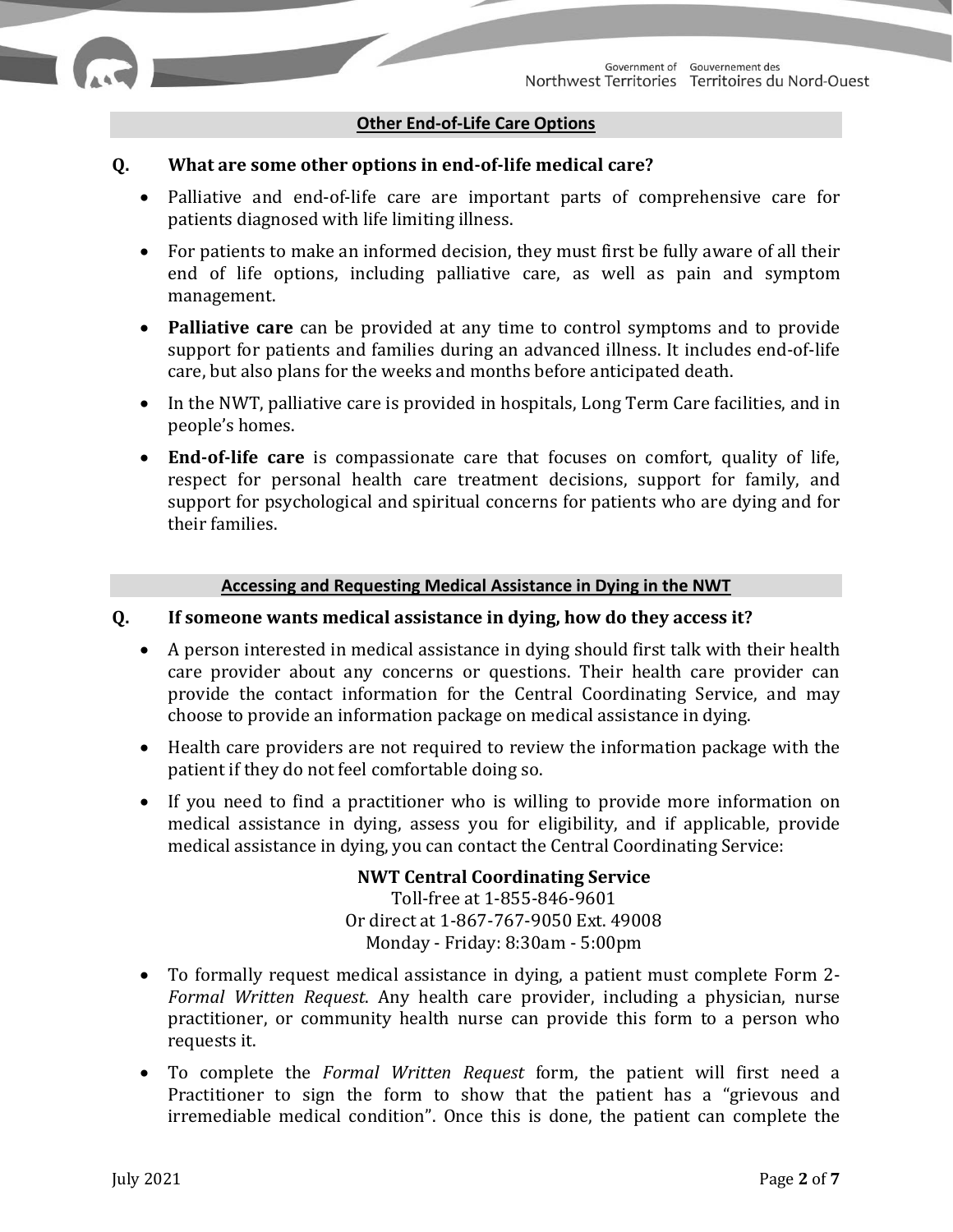## Other End-of-Life Care Options

**Q. What are some other options in end-of-life medical care?**

- Palliative and end-of-life care are important parts of comprehensive care for patients diagnosed with life limiting illness.
- For patients to make an informed decision, they must first be fully aware of all their end of life options, including palliative care, as well as pain and symptom management.
- **Palliative care** can be provided at any time to control symptoms and to provide support for patients and families during an advanced illness. It includes end-of-life care, but also plans for the weeks and months before anticipated death.
- In the NWT, palliative care is provided in hospitals, Long Term Care facilities, and in people's homes.
- **End-of-life care** is compassionate care that focuses on comfort, quality of life, respect for personal health care treatment decisions, support for family, and support for psychological and spiritual concerns for patients who are dying and for their families.

## Accessing and Requesting Medical Assistance in Dying in the NWT

**Q. If someone wants medical assistance in dying, how do they access it?**

- A person interested in medical assistance in dying should first talk with their health care provider about any concerns or questions. Their health care provider can provide the contact information for the Central Coordinating Service, and may choose to provide an information package on medical assistance in dying.
- Health care providers are not required to review the information package with the patient if they do not feel comfortable doing so.
- If you need to find a practitioner who is willing to provide more information on medical assistance in dying, assess you for eligibility, and if applicable, provide medical assistance in dying, you can contact the Central Coordinating Service:

  **NWT Central Coordinating Service**
  Toll-free at 1-855-846-9601
  Or direct at 1-867-767-9050 Ext. 49008
  Monday - Friday: 8:30am - 5:00pm

- To formally request medical assistance in dying, a patient must complete Form 2- *Formal Written Request*. Any health care provider, including a physician, nurse practitioner, or community health nurse can provide this form to a person who requests it.
- To complete the *Formal Written Request* form, the patient will first need a Practitioner to sign the form to show that the patient has a "grievous and irremediable medical condition". Once this is done, the patient can complete the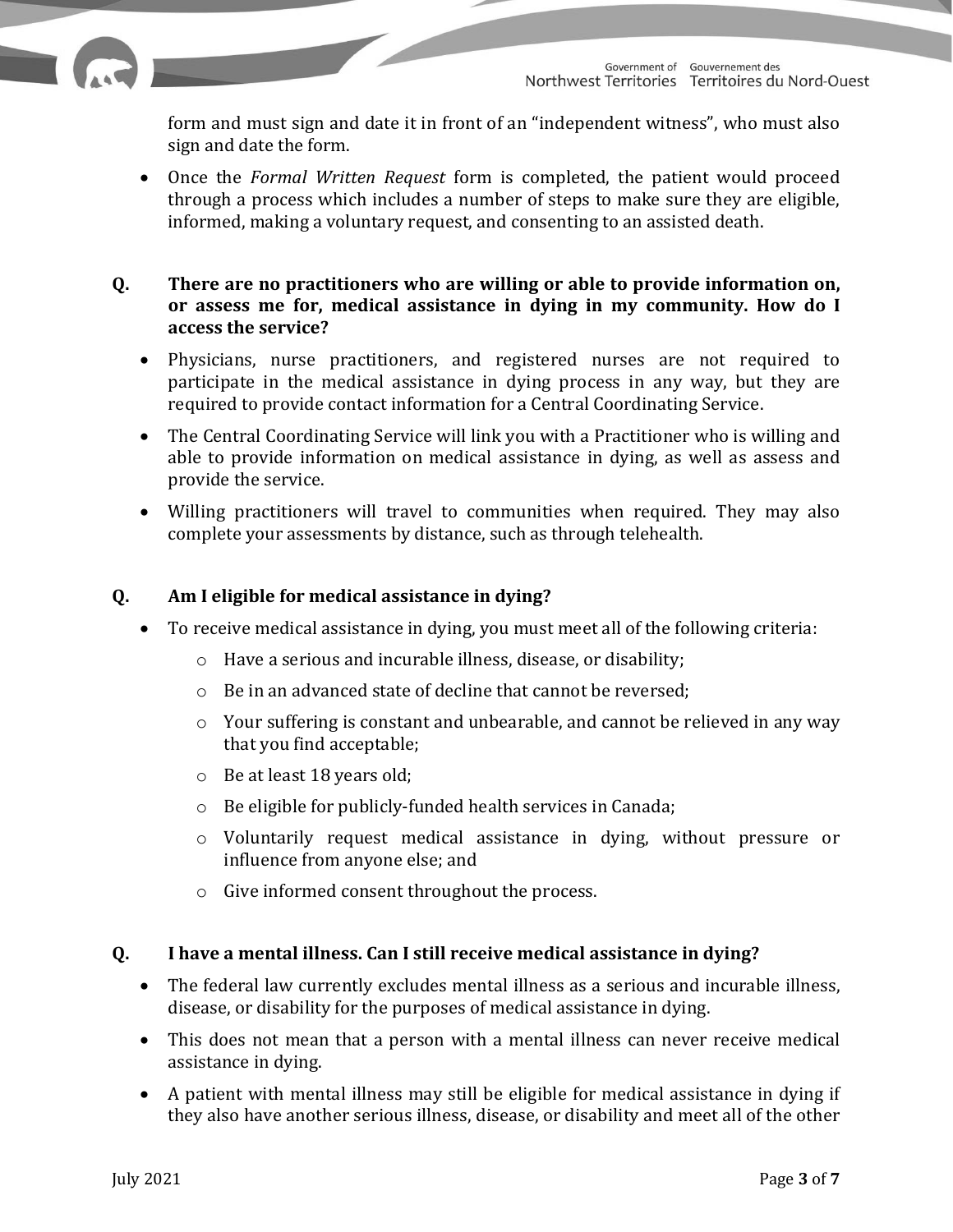form and must sign and date it in front of an "independent witness", who must also sign and date the form.

- Once the *Formal Written Request* form is completed, the patient would proceed through a process which includes a number of steps to make sure they are eligible, informed, making a voluntary request, and consenting to an assisted death.

**Q. There are no practitioners who are willing or able to provide information on, or assess me for, medical assistance in dying in my community. How do I access the service?**

- Physicians, nurse practitioners, and registered nurses are not required to participate in the medical assistance in dying process in any way, but they are required to provide contact information for a Central Coordinating Service.
- The Central Coordinating Service will link you with a Practitioner who is willing and able to provide information on medical assistance in dying, as well as assess and provide the service.
- Willing practitioners will travel to communities when required. They may also complete your assessments by distance, such as through telehealth.

**Q. Am I eligible for medical assistance in dying?**

- To receive medical assistance in dying, you must meet all of the following criteria:
  - Have a serious and incurable illness, disease, or disability;
  - Be in an advanced state of decline that cannot be reversed;
  - Your suffering is constant and unbearable, and cannot be relieved in any way that you find acceptable;
  - Be at least 18 years old;
  - Be eligible for publicly-funded health services in Canada;
  - Voluntarily request medical assistance in dying, without pressure or influence from anyone else; and
  - Give informed consent throughout the process.

**Q. I have a mental illness. Can I still receive medical assistance in dying?**

- The federal law currently excludes mental illness as a serious and incurable illness, disease, or disability for the purposes of medical assistance in dying.
- This does not mean that a person with a mental illness can never receive medical assistance in dying.
- A patient with mental illness may still be eligible for medical assistance in dying if they also have another serious illness, disease, or disability and meet all of the other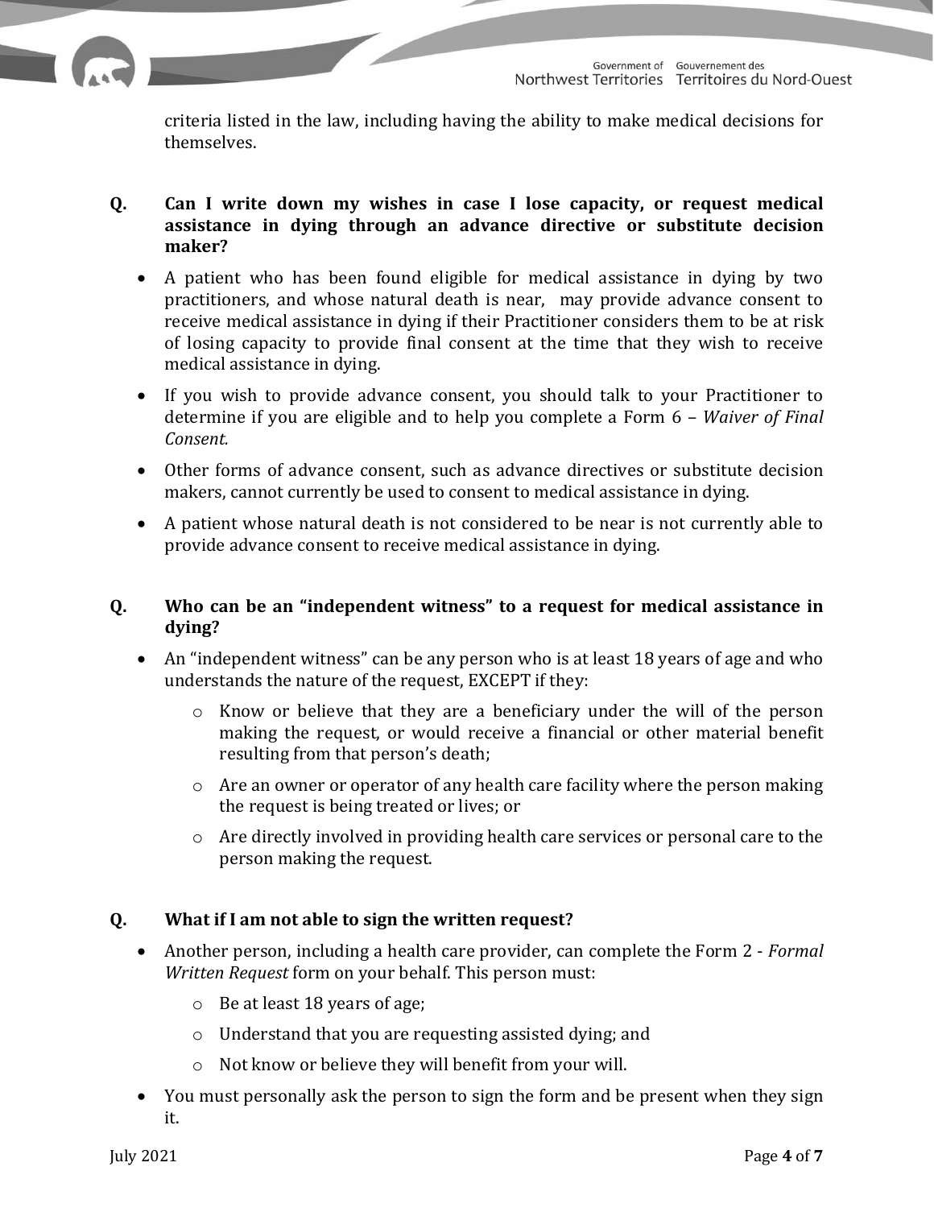criteria listed in the law, including having the ability to make medical decisions for themselves.

**Q. Can I write down my wishes in case I lose capacity, or request medical assistance in dying through an advance directive or substitute decision maker?**

- A patient who has been found eligible for medical assistance in dying by two practitioners, and whose natural death is near, may provide advance consent to receive medical assistance in dying if their Practitioner considers them to be at risk of losing capacity to provide final consent at the time that they wish to receive medical assistance in dying.
- If you wish to provide advance consent, you should talk to your Practitioner to determine if you are eligible and to help you complete a Form 6 – *Waiver of Final Consent.*
- Other forms of advance consent, such as advance directives or substitute decision makers, cannot currently be used to consent to medical assistance in dying.
- A patient whose natural death is not considered to be near is not currently able to provide advance consent to receive medical assistance in dying.

**Q. Who can be an "independent witness" to a request for medical assistance in dying?**

- An "independent witness" can be any person who is at least 18 years of age and who understands the nature of the request, EXCEPT if they:
  - Know or believe that they are a beneficiary under the will of the person making the request, or would receive a financial or other material benefit resulting from that person's death;
  - Are an owner or operator of any health care facility where the person making the request is being treated or lives; or
  - Are directly involved in providing health care services or personal care to the person making the request.

**Q. What if I am not able to sign the written request?**

- Another person, including a health care provider, can complete the Form 2 - *Formal Written Request* form on your behalf. This person must:
  - Be at least 18 years of age;
  - Understand that you are requesting assisted dying; and
  - Not know or believe they will benefit from your will.
- You must personally ask the person to sign the form and be present when they sign it.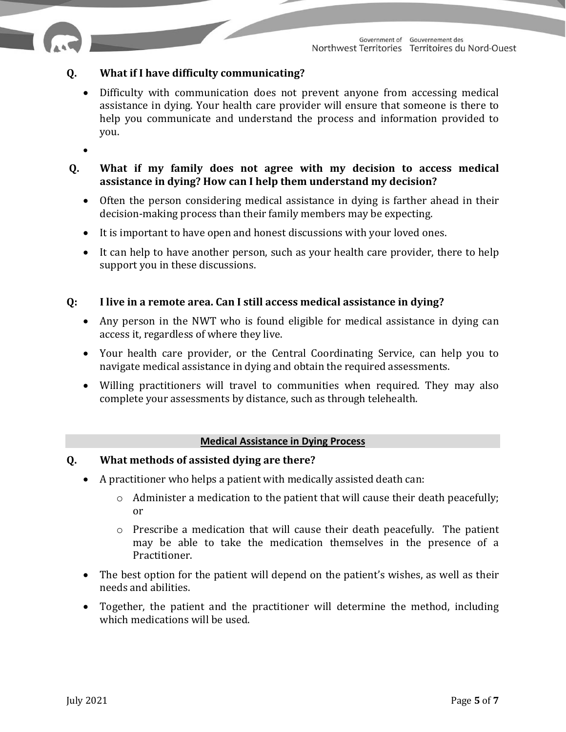**Q. What if I have difficulty communicating?**

- Difficulty with communication does not prevent anyone from accessing medical assistance in dying. Your health care provider will ensure that someone is there to help you communicate and understand the process and information provided to you.

**Q. What if my family does not agree with my decision to access medical assistance in dying? How can I help them understand my decision?**

- Often the person considering medical assistance in dying is farther ahead in their decision-making process than their family members may be expecting.
- It is important to have open and honest discussions with your loved ones.
- It can help to have another person, such as your health care provider, there to help support you in these discussions.

**Q: I live in a remote area. Can I still access medical assistance in dying?**

- Any person in the NWT who is found eligible for medical assistance in dying can access it, regardless of where they live.
- Your health care provider, or the Central Coordinating Service, can help you to navigate medical assistance in dying and obtain the required assessments.
- Willing practitioners will travel to communities when required. They may also complete your assessments by distance, such as through telehealth.

## Medical Assistance in Dying Process

**Q. What methods of assisted dying are there?**

- A practitioner who helps a patient with medically assisted death can:
  - Administer a medication to the patient that will cause their death peacefully; or
  - Prescribe a medication that will cause their death peacefully. The patient may be able to take the medication themselves in the presence of a Practitioner.
- The best option for the patient will depend on the patient's wishes, as well as their needs and abilities.
- Together, the patient and the practitioner will determine the method, including which medications will be used.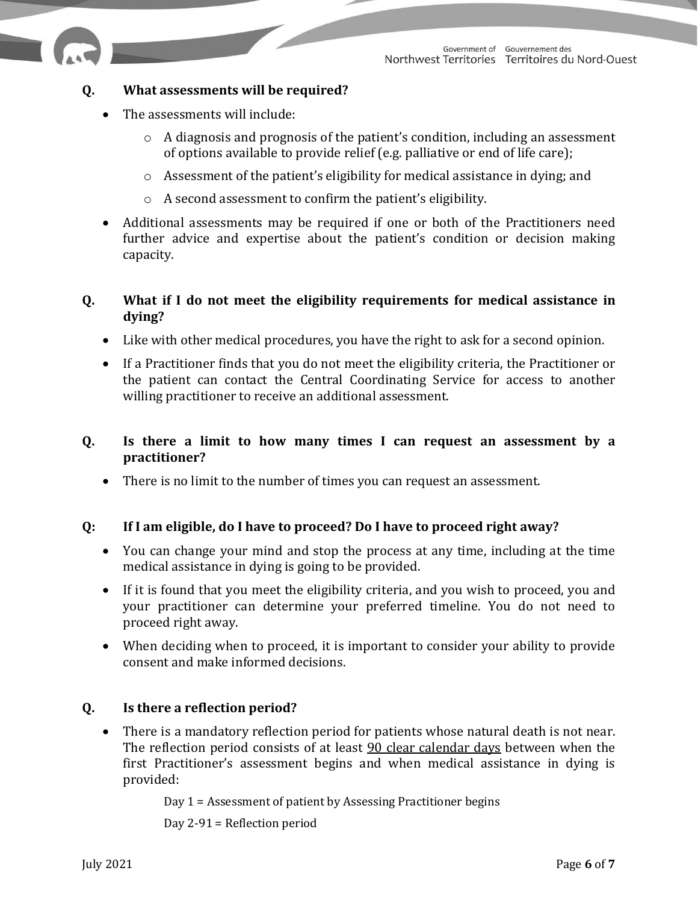**Q. What assessments will be required?**

- The assessments will include:
  - A diagnosis and prognosis of the patient's condition, including an assessment of options available to provide relief (e.g. palliative or end of life care);
  - Assessment of the patient's eligibility for medical assistance in dying; and
  - A second assessment to confirm the patient's eligibility.
- Additional assessments may be required if one or both of the Practitioners need further advice and expertise about the patient's condition or decision making capacity.

**Q. What if I do not meet the eligibility requirements for medical assistance in dying?**

- Like with other medical procedures, you have the right to ask for a second opinion.
- If a Practitioner finds that you do not meet the eligibility criteria, the Practitioner or the patient can contact the Central Coordinating Service for access to another willing practitioner to receive an additional assessment.

**Q. Is there a limit to how many times I can request an assessment by a practitioner?**

- There is no limit to the number of times you can request an assessment.

**Q: If I am eligible, do I have to proceed? Do I have to proceed right away?**

- You can change your mind and stop the process at any time, including at the time medical assistance in dying is going to be provided.
- If it is found that you meet the eligibility criteria, and you wish to proceed, you and your practitioner can determine your preferred timeline. You do not need to proceed right away.
- When deciding when to proceed, it is important to consider your ability to provide consent and make informed decisions.

**Q. Is there a reflection period?**

- There is a mandatory reflection period for patients whose natural death is not near. The reflection period consists of at least <u>90 clear calendar days</u> between when the first Practitioner's assessment begins and when medical assistance in dying is provided:

  Day 1 = Assessment of patient by Assessing Practitioner begins

  Day 2-91 = Reflection period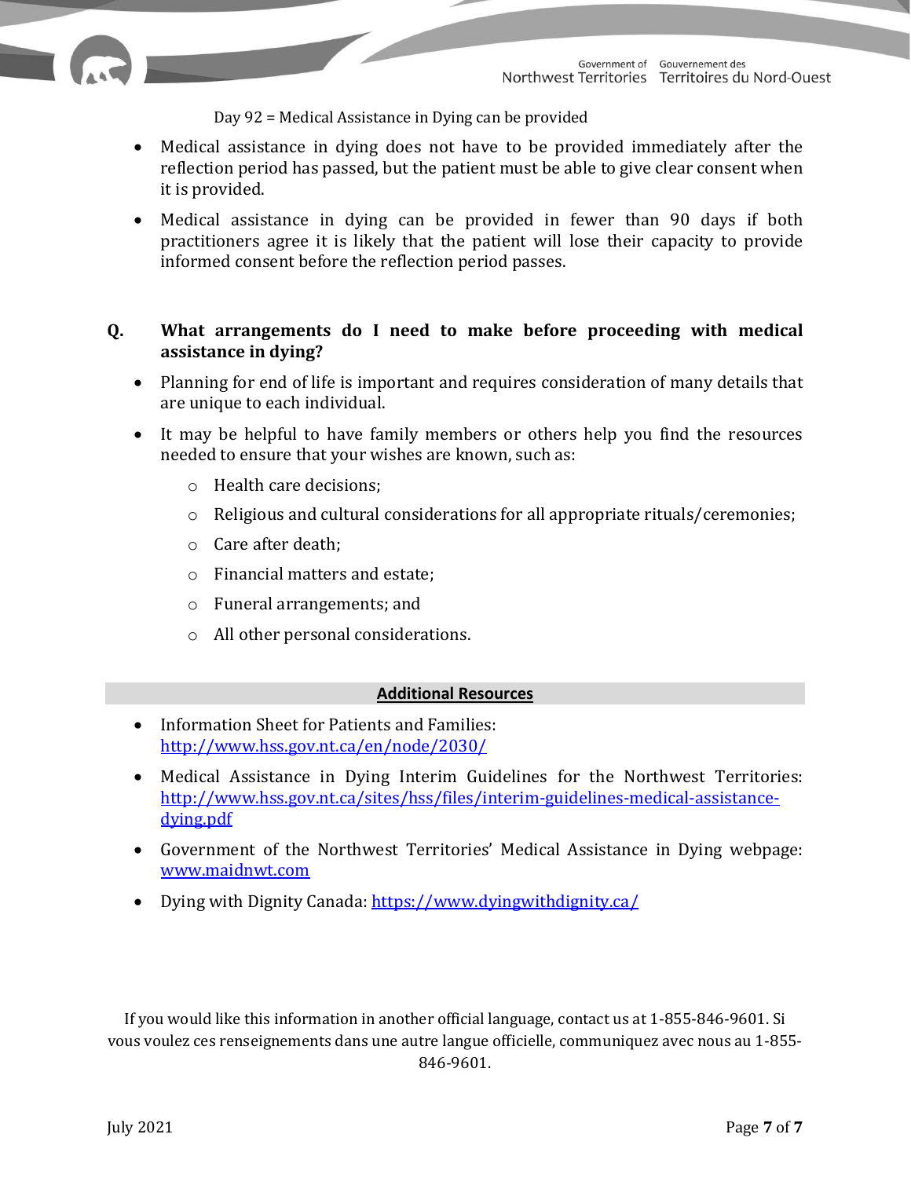Day 92 = Medical Assistance in Dying can be provided

- Medical assistance in dying does not have to be provided immediately after the reflection period has passed, but the patient must be able to give clear consent when it is provided.
- Medical assistance in dying can be provided in fewer than 90 days if both practitioners agree it is likely that the patient will lose their capacity to provide informed consent before the reflection period passes.

**Q. What arrangements do I need to make before proceeding with medical assistance in dying?**

- Planning for end of life is important and requires consideration of many details that are unique to each individual.
- It may be helpful to have family members or others help you find the resources needed to ensure that your wishes are known, such as:
  - Health care decisions;
  - Religious and cultural considerations for all appropriate rituals/ceremonies;
  - Care after death;
  - Financial matters and estate;
  - Funeral arrangements; and
  - All other personal considerations.

## Additional Resources

- Information Sheet for Patients and Families: http://www.hss.gov.nt.ca/en/node/2030/
- Medical Assistance in Dying Interim Guidelines for the Northwest Territories: http://www.hss.gov.nt.ca/sites/hss/files/interim-guidelines-medical-assistance-dying.pdf
- Government of the Northwest Territories' Medical Assistance in Dying webpage: www.maidnwt.com
- Dying with Dignity Canada: https://www.dyingwithdignity.ca/

If you would like this information in another official language, contact us at 1-855-846-9601. Si vous voulez ces renseignements dans une autre langue officielle, communiquez avec nous au 1-855-846-9601.

July 2021